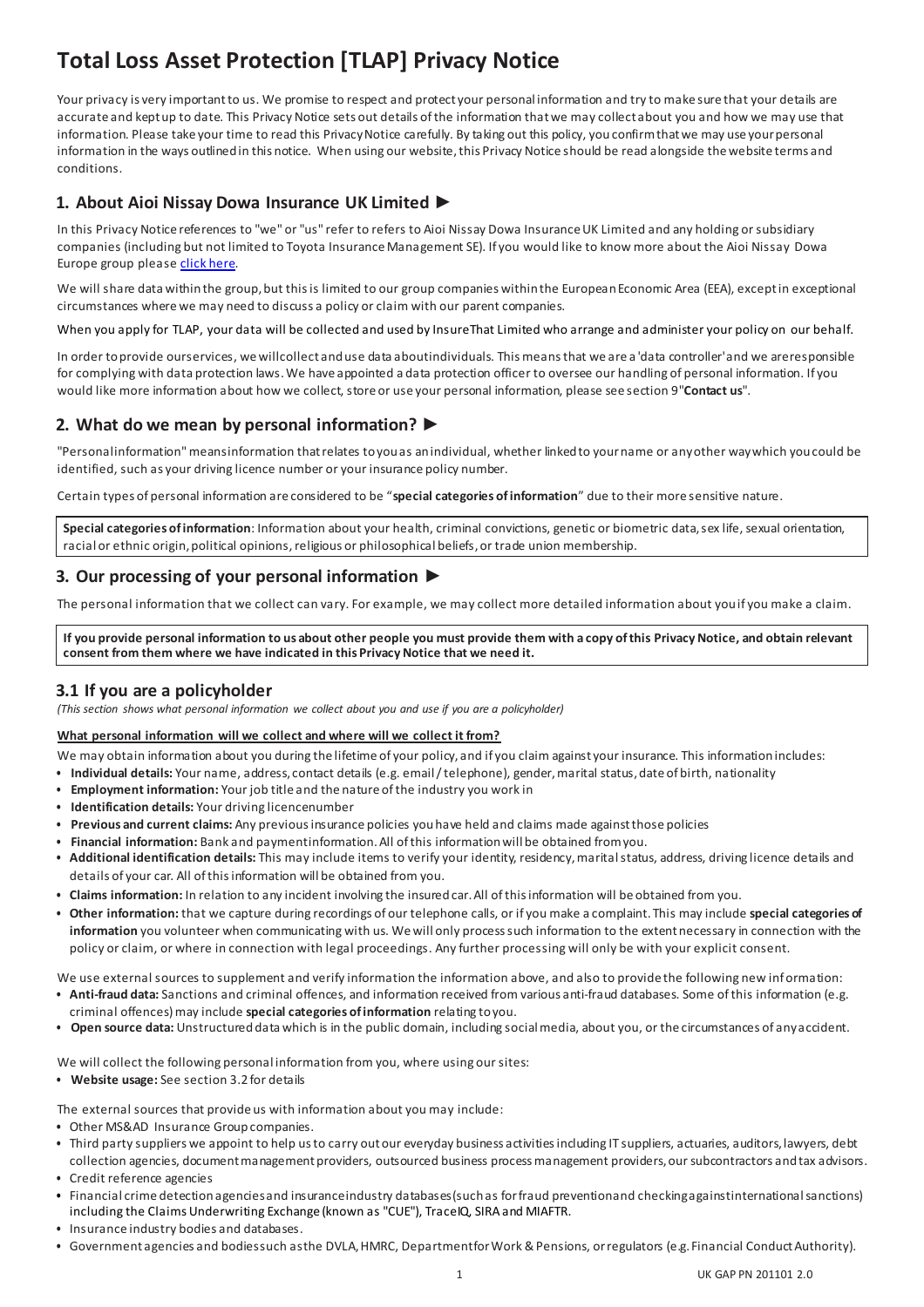# Total Loss Asset Protection [TLAP] Privacy Notice

Your privacy is very important to us. We promise to respect and protect your personal information and try to make sure that your details are accurate and kept up to date. This Privacy Notice sets out details of the information that we may collect about you and how we may use that information. Please take your time to read this Privacy Notice carefully. By taking out this policy, you confirm that we may use your personal information in the ways outlined in this notice. When using our website, this Privacy Notice should be read alongside the website terms and conditions.

## 1. About Aioi Nissay Dowa Insurance UK Limited ►

In this Privacy Notice references to "we" or "us" refer to refers to Aioi Nissay Dowa Insurance UK Limited and any holding or subsidiary companies (including but not limited to Toyota Insurance Management SE). If you would like to know more about the Aioi Nissay Dowa Europe group please click here.

We will share data within the group, but this is limited to our group companies within the European Economic Area (EEA), except in exceptional circumstances where we may need to discuss a policy or claim with our parent companies.

When you apply for TLAP, your data will be collected and used by InsureThat Limited who arrange and administer your policy on our behalf.

In order to provide our services, we will collect and use data about individuals. This means that we are a 'data controller' and we are responsible for complying with data protection laws. We have appointed a data protection officer to oversee our handling of personal information. If you would like more information about how we collect, store or use your personal information, please see section 9 "**Contact us**".

## 2. What do we mean by personal information? ►

"Personal information" means information that relates to you as an individual, whether linked to your name or any other way which you could be identified, such as your driving licence number or your insurance policy number.

Certain types of personal information are considered to be "**special categories of information**" due to their more sensitive nature.

**Special categories of information**: Information about your health, criminal convictions, genetic or biometric data, sex life, sexual orientation, racial or ethnic origin, political opinions, religious or philosophical beliefs, or trade union membership.

## 3. Our processing of your personal information ►

The personal information that we collect can vary. For example, we may collect more detailed information about you if you make a claim.

**If you provide personal information to us about other people you must provide them with a copy of this Privacy Notice, and obtain relevant consent from them where we have indicated in this Privacy Notice that we need it.**

### 3.1 If you are a policyholder

*(This section shows what personal information we collect about you and use if you are a policyholder)*

**What personal information will we collect and where will we collect it from?**

We may obtain information about you during the lifetime of your policy, and if you claim against your insurance. This information includes:

- **Individual details:** Your name, address, contact details (e.g. email / telephone), gender, marital status, date of birth, nationality
- **Employment information:** Your job title and the nature of the industry you work in
- **Identification details:** Your driving licence number
- **Previous and current claims:** Any previous insurance policies you have held and claims made against those policies
- **Financial information:** Bank and payment information. All of this information will be obtained from you.
- **Additional identification details:** This may include items to verify your identity, residency, marital status, address, driving licence details and details of your car. All of this information will be obtained from you.
- **Claims information:** In relation to any incident involving the insured car. All of this information will be obtained from you.
- **Other information:** that we capture during recordings of our telephone calls, or if you make a complaint. This may include **special categories of information** you volunteer when communicating with us. We will only process such information to the extent necessary in connection with the policy or claim, or where in connection with legal proceedings. Any further processing will only be with your explicit consent.

We use external sources to supplement and verify information the information above, and also to provide the following new information:

- **Anti-fraud data:** Sanctions and criminal offences, and information received from various anti-fraud databases. Some of this information (e.g. criminal offences) may include **special categories of information** relating to you.
- **Open source data:** Unstructured data which is in the public domain, including social media, about you, or the circumstances of any accident.

We will collect the following personal information from you, where using our sites:

- **Website usage:** See section 3.2 for details

The external sources that provide us with information about you may include:

- Other MS&AD Insurance Group companies.
- Third party suppliers we appoint to help us to carry out our everyday business activities including IT suppliers, actuaries, auditors, lawyers, debt collection agencies, document management providers, outsourced business process management providers, our subcontractors and tax advisors.
- Credit reference agencies
- Financial crime detection agencies and insurance industry databases (such as for fraud prevention and checking against international sanctions) including the Claims Underwriting Exchange (known as "CUE"), TraceIQ, SIRA and MIAFTR.
- Insurance industry bodies and databases.
- Government agencies and bodies such as the DVLA, HMRC, Department for Work & Pensions, or regulators (e.g. Financial Conduct Authority).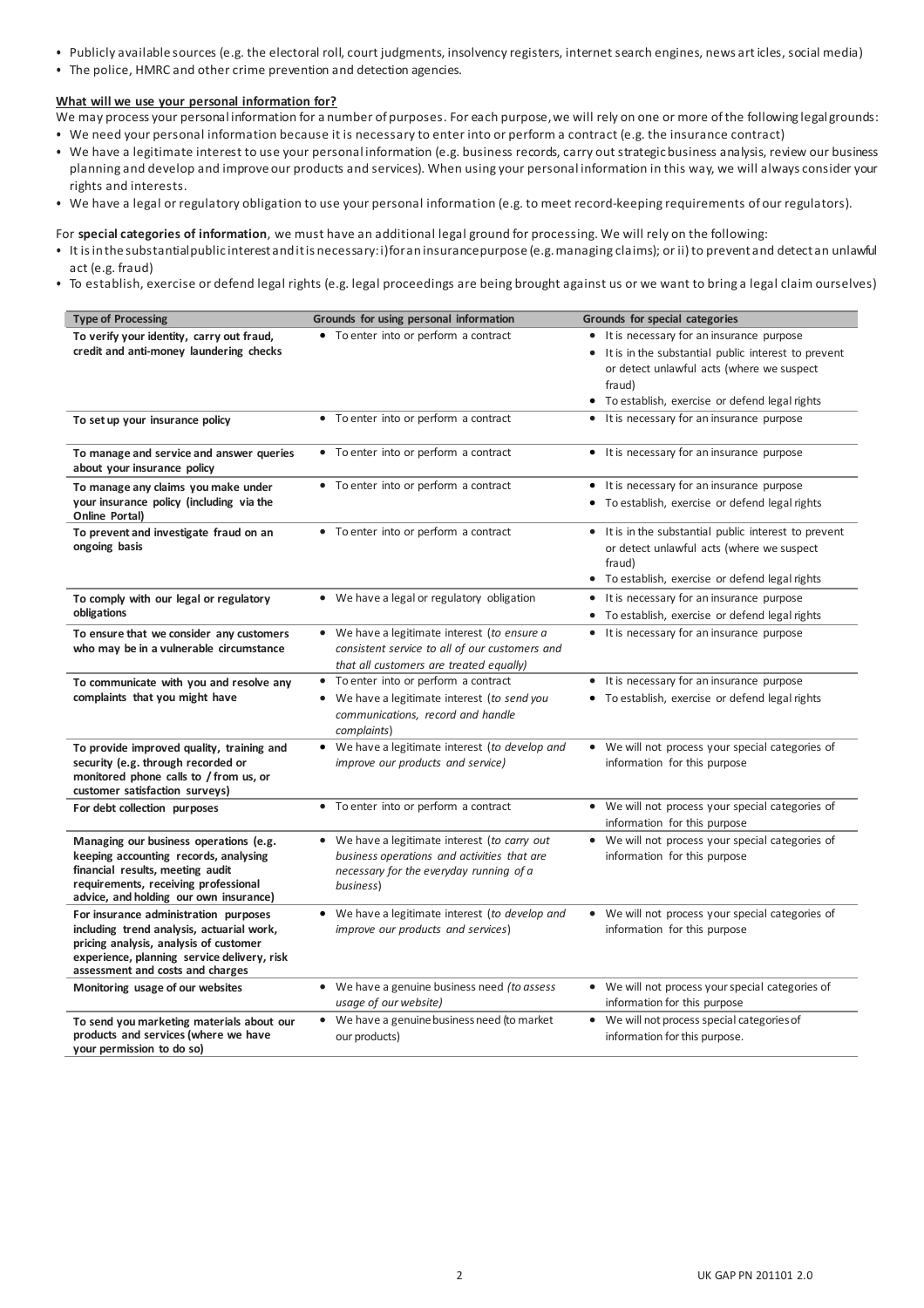- Publicly available sources (e.g. the electoral roll, court judgments, insolvency registers, internet search engines, news articles, social media)
- The police, HMRC and other crime prevention and detection agencies.

**What will we use your personal information for?**

We may process your personal information for a number of purposes. For each purpose, we will rely on one or more of the following legal grounds:

- We need your personal information because it is necessary to enter into or perform a contract (e.g. the insurance contract)
- We have a legitimate interest to use your personal information (e.g. business records, carry out strategic business analysis, review our business planning and develop and improve our products and services). When using your personal information in this way, we will always consider your rights and interests.
- We have a legal or regulatory obligation to use your personal information (e.g. to meet record-keeping requirements of our regulators).

For **special categories of information**, we must have an additional legal ground for processing. We will rely on the following:

- It is in the substantial public interest and it is necessary: i) for an insurance purpose (e.g. managing claims); or ii) to prevent and detect an unlawful act (e.g. fraud)
- To establish, exercise or defend legal rights (e.g. legal proceedings are being brought against us or we want to bring a legal claim ourselves)

| Type of Processing | Grounds for using personal information | Grounds for special categories |
|---|---|---|
| **To verify your identity, carry out fraud, credit and anti-money laundering checks** | • To enter into or perform a contract | • It is necessary for an insurance purpose<br>• It is in the substantial public interest to prevent or detect unlawful acts (where we suspect fraud)<br>• To establish, exercise or defend legal rights |
| **To set up your insurance policy** | • To enter into or perform a contract | • It is necessary for an insurance purpose |
| **To manage and service and answer queries about your insurance policy** | • To enter into or perform a contract | • It is necessary for an insurance purpose |
| **To manage any claims you make under your insurance policy (including via the Online Portal)** | • To enter into or perform a contract | • It is necessary for an insurance purpose<br>• To establish, exercise or defend legal rights |
| **To prevent and investigate fraud on an ongoing basis** | • To enter into or perform a contract | • It is in the substantial public interest to prevent or detect unlawful acts (where we suspect fraud)<br>• To establish, exercise or defend legal rights |
| **To comply with our legal or regulatory obligations** | • We have a legal or regulatory obligation | • It is necessary for an insurance purpose<br>• To establish, exercise or defend legal rights |
| **To ensure that we consider any customers who may be in a vulnerable circumstance** | • We have a legitimate interest (*to ensure a consistent service to all of our customers and that all customers are treated equally)* | • It is necessary for an insurance purpose |
| **To communicate with you and resolve any complaints that you might have** | • To enter into or perform a contract<br>• We have a legitimate interest (*to send you communications, record and handle complaints*) | • It is necessary for an insurance purpose<br>• To establish, exercise or defend legal rights |
| **To provide improved quality, training and security (e.g. through recorded or monitored phone calls to / from us, or customer satisfaction surveys)** | • We have a legitimate interest (*to develop and improve our products and service)* | • We will not process your special categories of information for this purpose |
| **For debt collection purposes** | • To enter into or perform a contract | • We will not process your special categories of information for this purpose |
| **Managing our business operations (e.g. keeping accounting records, analysing financial results, meeting audit requirements, receiving professional advice, and holding our own insurance)** | • We have a legitimate interest (*to carry out business operations and activities that are necessary for the everyday running of a business*) | • We will not process your special categories of information for this purpose |
| **For insurance administration purposes including trend analysis, actuarial work, pricing analysis, analysis of customer experience, planning service delivery, risk assessment and costs and charges** | • We have a legitimate interest (*to develop and improve our products and services*) | • We will not process your special categories of information for this purpose |
| **Monitoring usage of our websites** | • We have a genuine business need *(to assess usage of our website)* | • We will not process your special categories of information for this purpose |
| **To send you marketing materials about our products and services (where we have your permission to do so)** | • We have a genuine business need (to market our products) | • We will not process special categories of information for this purpose. |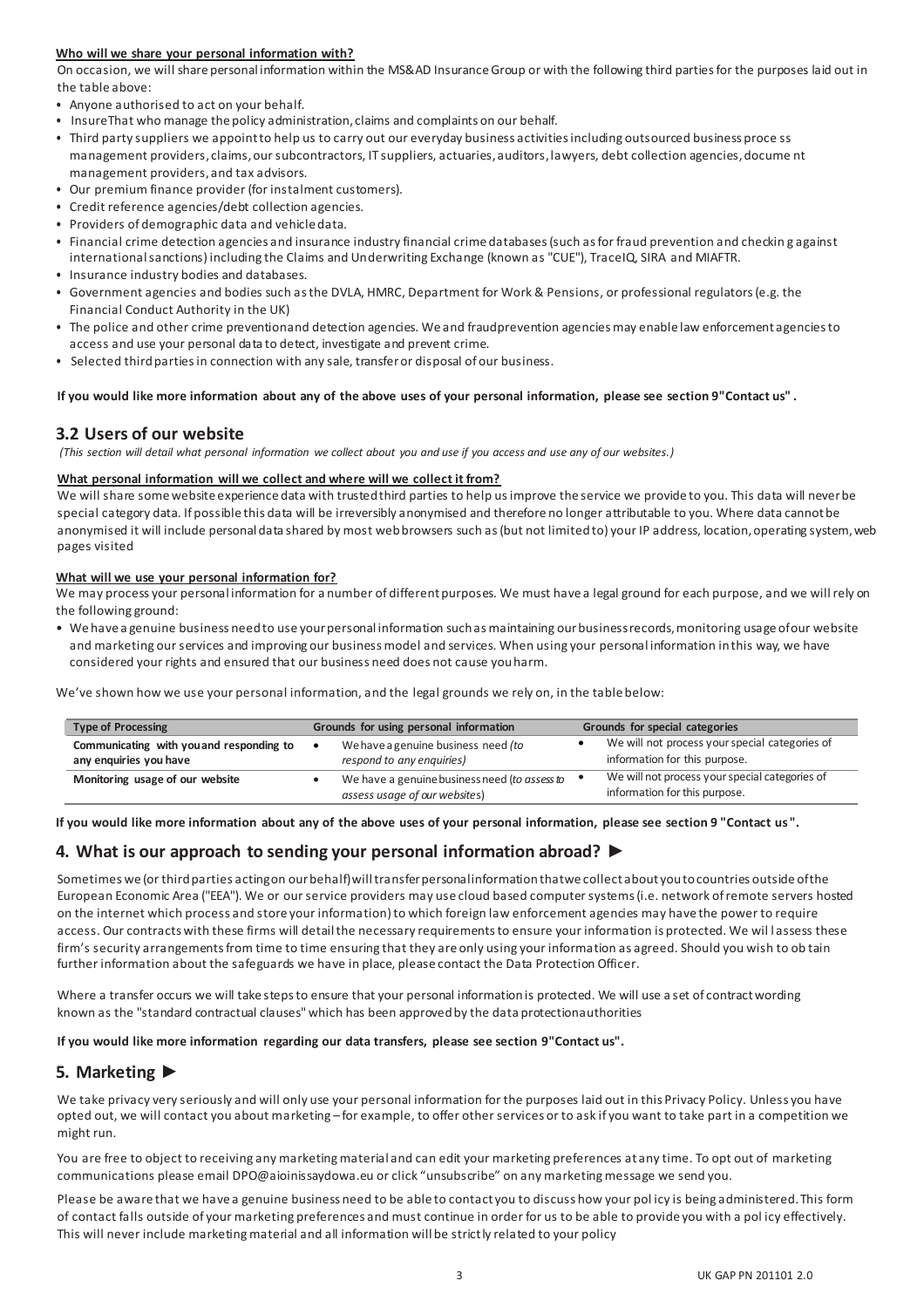**Who will we share your personal information with?**

On occasion, we will share personal information within the MS&AD Insurance Group or with the following third parties for the purposes laid out in the table above:

- Anyone authorised to act on your behalf.
- InsureThat who manage the policy administration, claims and complaints on our behalf.
- Third party suppliers we appoint to help us to carry out our everyday business activities including outsourced business process management providers, claims, our subcontractors, IT suppliers, actuaries, auditors, lawyers, debt collection agencies, document management providers, and tax advisors.
- Our premium finance provider (for instalment customers).
- Credit reference agencies/debt collection agencies.
- Providers of demographic data and vehicle data.
- Financial crime detection agencies and insurance industry financial crime databases (such as for fraud prevention and checking against international sanctions) including the Claims and Underwriting Exchange (known as "CUE"), TraceIQ, SIRA and MIAFTR.
- Insurance industry bodies and databases.
- Government agencies and bodies such as the DVLA, HMRC, Department for Work & Pensions, or professional regulators (e.g. the Financial Conduct Authority in the UK)
- The police and other crime prevention and detection agencies. We and fraud prevention agencies may enable law enforcement agencies to access and use your personal data to detect, investigate and prevent crime.
- Selected third parties in connection with any sale, transfer or disposal of our business.

**If you would like more information about any of the above uses of your personal information, please see section 9 "Contact us" .**

## 3.2 Users of our website

*(This section will detail what personal information we collect about you and use if you access and use any of our websites.)*

**What personal information will we collect and where will we collect it from?**

We will share some website experience data with trusted third parties to help us improve the service we provide to you. This data will never be special category data. If possible this data will be irreversibly anonymised and therefore no longer attributable to you. Where data cannot be anonymised it will include personal data shared by most web browsers such as (but not limited to) your IP address, location, operating system, web pages visited

**What will we use your personal information for?**

We may process your personal information for a number of different purposes. We must have a legal ground for each purpose, and we will rely on the following ground:

- We have a genuine business need to use your personal information such as maintaining our business records, monitoring usage of our website and marketing our services and improving our business model and services. When using your personal information in this way, we have considered your rights and ensured that our business need does not cause you harm.

We've shown how we use your personal information, and the legal grounds we rely on, in the table below:

| Type of Processing | Grounds for using personal information | Grounds for special categories |
|---|---|---|
| **Communicating with you and responding to any enquiries you have** | • We have a genuine business need *(to respond to any enquiries)* | • We will not process your special categories of information for this purpose. |
| **Monitoring usage of our website** | • We have a genuine business need (*to assess to assess usage of our websites*) | • We will not process your special categories of information for this purpose. |

**If you would like more information about any of the above uses of your personal information, please see section 9 "Contact us".**

## 4. What is our approach to sending your personal information abroad? ►

Sometimes we (or third parties acting on our behalf) will transfer personal information that we collect about you to countries outside of the European Economic Area ("EEA"). We or our service providers may use cloud based computer systems (i.e. network of remote servers hosted on the internet which process and store your information) to which foreign law enforcement agencies may have the power to require access. Our contracts with these firms will detail the necessary requirements to ensure your information is protected. We will assess these firm's security arrangements from time to time ensuring that they are only using your information as agreed. Should you wish to obtain further information about the safeguards we have in place, please contact the Data Protection Officer.

Where a transfer occurs we will take steps to ensure that your personal information is protected. We will use a set of contract wording known as the "standard contractual clauses" which has been approved by the data protection authorities

**If you would like more information regarding our data transfers, please see section 9 "Contact us".**

## 5. Marketing ►

We take privacy very seriously and will only use your personal information for the purposes laid out in this Privacy Policy. Unless you have opted out, we will contact you about marketing – for example, to offer other services or to ask if you want to take part in a competition we might run.

You are free to object to receiving any marketing material and can edit your marketing preferences at any time. To opt out of marketing communications please email DPO@aioinissaydowa.eu or click "unsubscribe" on any marketing message we send you.

Please be aware that we have a genuine business need to be able to contact you to discuss how your policy is being administered. This form of contact falls outside of your marketing preferences and must continue in order for us to be able to provide you with a policy effectively. This will never include marketing material and all information will be strictly related to your policy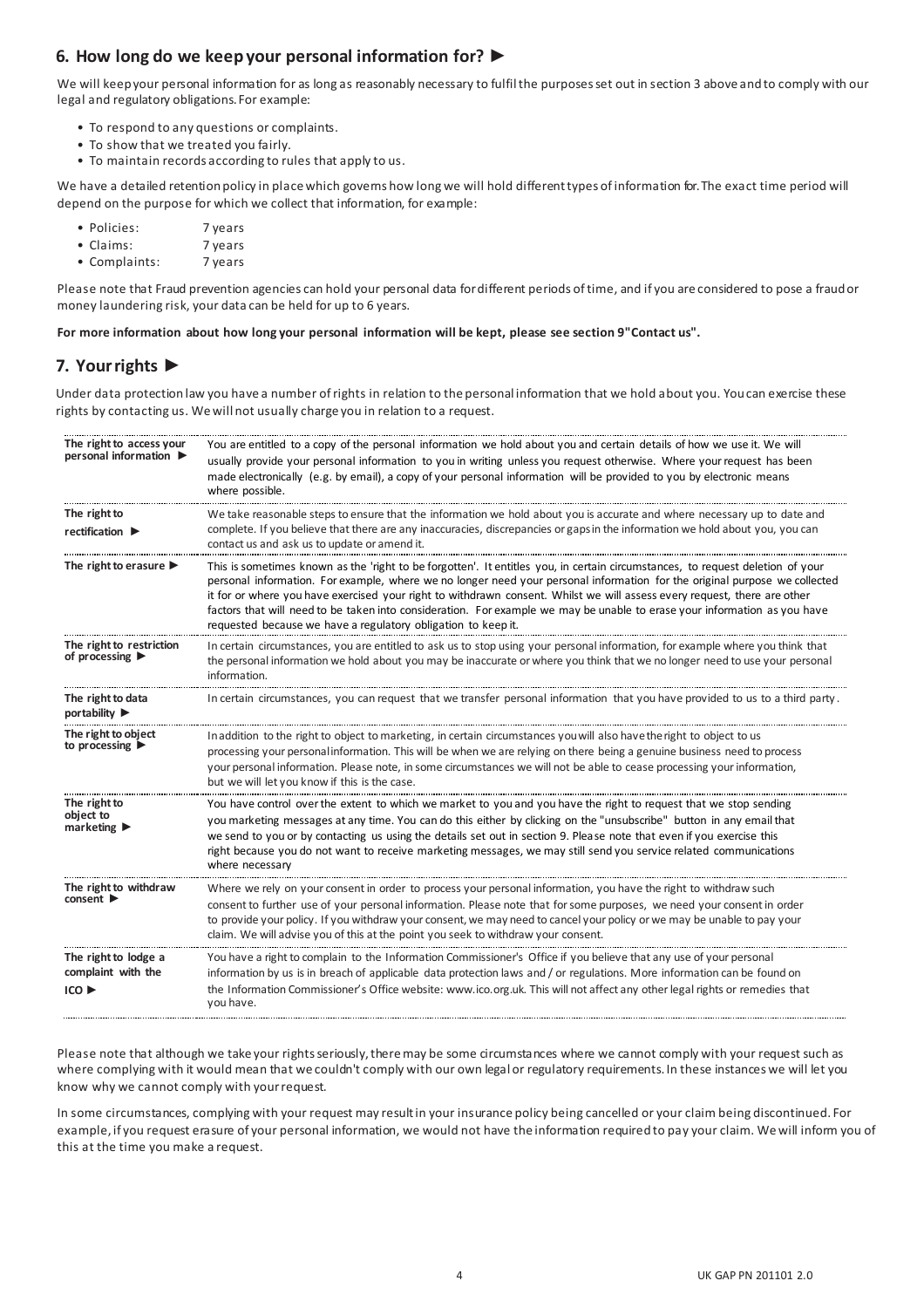## 6. How long do we keep your personal information for? ►

We will keep your personal information for as long as reasonably necessary to fulfil the purposes set out in section 3 above and to comply with our legal and regulatory obligations. For example:

- To respond to any questions or complaints.
- To show that we treated you fairly.
- To maintain records according to rules that apply to us.

We have a detailed retention policy in place which governs how long we will hold different types of information for. The exact time period will depend on the purpose for which we collect that information, for example:

- Policies: 7 years
- Claims: 7 years
- Complaints: 7 years

Please note that Fraud prevention agencies can hold your personal data for different periods of time, and if you are considered to pose a fraud or money laundering risk, your data can be held for up to 6 years.

**For more information about how long your personal information will be kept, please see section 9 "Contact us".**

## 7. Your rights ►

Under data protection law you have a number of rights in relation to the personal information that we hold about you. You can exercise these rights by contacting us. We will not usually charge you in relation to a request.

| | |
|---|---|
| **The right to access your personal information ►** | You are entitled to a copy of the personal information we hold about you and certain details of how we use it. We will usually provide your personal information to you in writing unless you request otherwise. Where your request has been made electronically (e.g. by email), a copy of your personal information will be provided to you by electronic means where possible. |
| **The right to rectification ►** | We take reasonable steps to ensure that the information we hold about you is accurate and where necessary up to date and complete. If you believe that there are any inaccuracies, discrepancies or gaps in the information we hold about you, you can contact us and ask us to update or amend it. |
| **The right to erasure ►** | This is sometimes known as the 'right to be forgotten'. It entitles you, in certain circumstances, to request deletion of your personal information. For example, where we no longer need your personal information for the original purpose we collected it for or where you have exercised your right to withdrawn consent. Whilst we will assess every request, there are other factors that will need to be taken into consideration. For example we may be unable to erase your information as you have requested because we have a regulatory obligation to keep it. |
| **The right to restriction of processing ►** | In certain circumstances, you are entitled to ask us to stop using your personal information, for example where you think that the personal information we hold about you may be inaccurate or where you think that we no longer need to use your personal information. |
| **The right to data portability ►** | In certain circumstances, you can request that we transfer personal information that you have provided to us to a third party. |
| **The right to object to processing ►** | In addition to the right to object to marketing, in certain circumstances you will also have the right to object to us processing your personal information. This will be when we are relying on there being a genuine business need to process your personal information. Please note, in some circumstances we will not be able to cease processing your information, but we will let you know if this is the case. |
| **The right to object to marketing ►** | You have control over the extent to which we market to you and you have the right to request that we stop sending you marketing messages at any time. You can do this either by clicking on the "unsubscribe" button in any email that we send to you or by contacting us using the details set out in section 9. Please note that even if you exercise this right because you do not want to receive marketing messages, we may still send you service related communications where necessary |
| **The right to withdraw consent ►** | Where we rely on your consent in order to process your personal information, you have the right to withdraw such consent to further use of your personal information. Please note that for some purposes, we need your consent in order to provide your policy. If you withdraw your consent, we may need to cancel your policy or we may be unable to pay your claim. We will advise you of this at the point you seek to withdraw your consent. |
| **The right to lodge a complaint with the ICO ►** | You have a right to complain to the Information Commissioner's Office if you believe that any use of your personal information by us is in breach of applicable data protection laws and / or regulations. More information can be found on the Information Commissioner's Office website: www.ico.org.uk. This will not affect any other legal rights or remedies that you have. |

Please note that although we take your rights seriously, there may be some circumstances where we cannot comply with your request such as where complying with it would mean that we couldn't comply with our own legal or regulatory requirements. In these instances we will let you know why we cannot comply with your request.

In some circumstances, complying with your request may result in your insurance policy being cancelled or your claim being discontinued. For example, if you request erasure of your personal information, we would not have the information required to pay your claim. We will inform you of this at the time you make a request.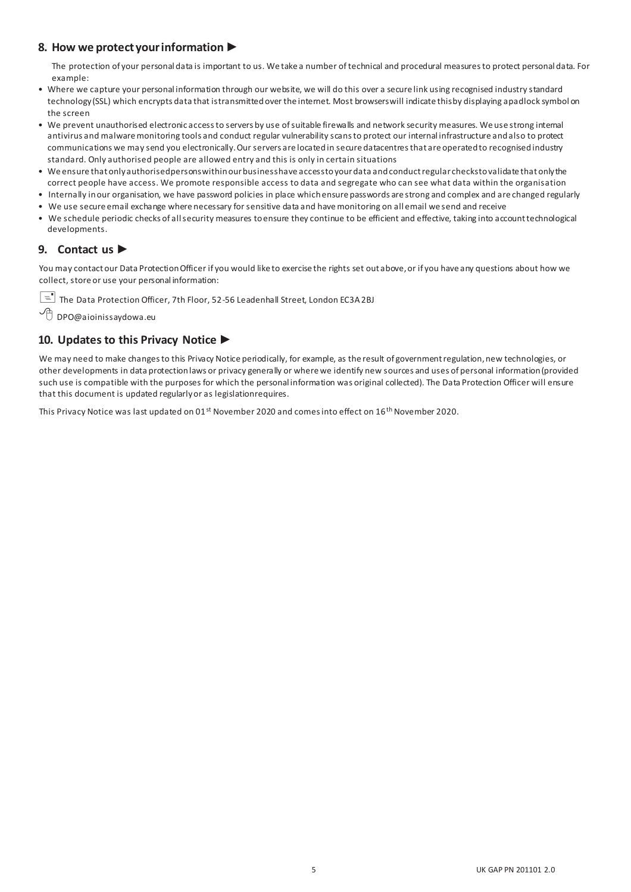## 8. How we protect your information ►

The protection of your personal data is important to us. We take a number of technical and procedural measures to protect personal data. For example:

- Where we capture your personal information through our website, we will do this over a secure link using recognised industry standard technology (SSL) which encrypts data that is transmitted over the internet. Most browsers will indicate this by displaying a padlock symbol on the screen
- We prevent unauthorised electronic access to servers by use of suitable firewalls and network security measures. We use strong internal antivirus and malware monitoring tools and conduct regular vulnerability scans to protect our internal infrastructure and also to protect communications we may send you electronically. Our servers are located in secure datacentres that are operated to recognised industry standard. Only authorised people are allowed entry and this is only in certain situations
- We ensure that only authorised persons within our business have access to your data and conduct regular checks to validate that only the correct people have access. We promote responsible access to data and segregate who can see what data within the organisation
- Internally in our organisation, we have password policies in place which ensure passwords are strong and complex and are changed regularly
- We use secure email exchange where necessary for sensitive data and have monitoring on all email we send and receive
- We schedule periodic checks of all security measures to ensure they continue to be efficient and effective, taking into account technological developments.

## 9. Contact us ►

You may contact our Data Protection Officer if you would like to exercise the rights set out above, or if you have any questions about how we collect, store or use your personal information:

The Data Protection Officer, 7th Floor, 52-56 Leadenhall Street, London EC3A 2BJ

DPO@aioinissaydowa.eu

## 10. Updates to this Privacy Notice ►

We may need to make changes to this Privacy Notice periodically, for example, as the result of government regulation, new technologies, or other developments in data protection laws or privacy generally or where we identify new sources and uses of personal information (provided such use is compatible with the purposes for which the personal information was original collected). The Data Protection Officer will ensure that this document is updated regularly or as legislation requires.

This Privacy Notice was last updated on 01st November 2020 and comes into effect on 16th November 2020.

UK GAP PN 201101 2.0